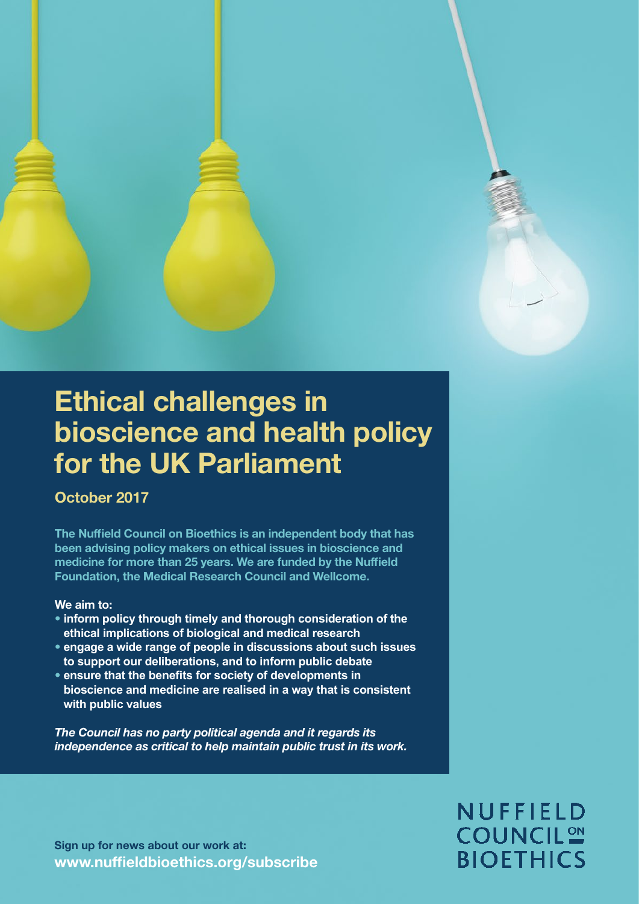# Ethical challenges in bioscience and health policy for the UK Parliament

**October 2017**

**The Nuffield Council on Bioethics is an independent body that has been advising policy makers on ethical issues in bioscience and medicine for more than 25 years. We are funded by the Nuffield Foundation, the Medical Research Council and Wellcome.**

**We aim to:**

- **inform policy through timely and thorough consideration of the ethical implications of biological and medical research**
- **engage a wide range of people in discussions about such issues to support our deliberations, and to inform public debate**
- **ensure that the benefits for society of developments in bioscience and medicine are realised in a way that is consistent with public values**

***The Council has no party political agenda and it regards its independence as critical to help maintain public trust in its work.***

**Sign up for news about our work at:**
**www.nuffieldbioethics.org/subscribe**

NUFFIELD COUNCIL ON BIOETHICS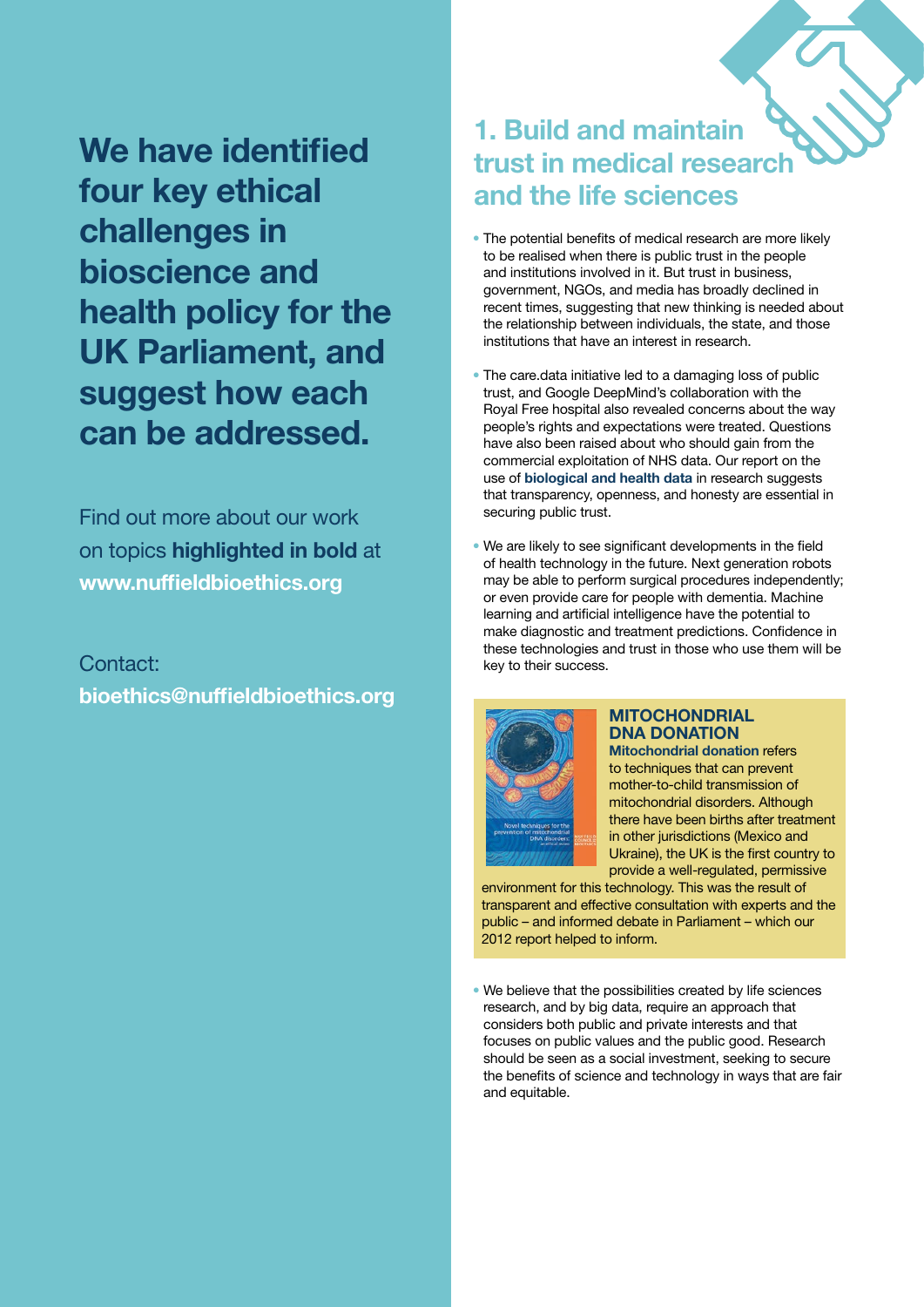# We have identified four key ethical challenges in bioscience and health policy for the UK Parliament, and suggest how each can be addressed.

Find out more about our work on topics **highlighted in bold** at **www.nuffieldbioethics.org**

Contact:
**bioethics@nuffieldbioethics.org**

## 1. Build and maintain trust in medical research and the life sciences

- The potential benefits of medical research are more likely to be realised when there is public trust in the people and institutions involved in it. But trust in business, government, NGOs, and media has broadly declined in recent times, suggesting that new thinking is needed about the relationship between individuals, the state, and those institutions that have an interest in research.
- The care.data initiative led to a damaging loss of public trust, and Google DeepMind's collaboration with the Royal Free hospital also revealed concerns about the way people's rights and expectations were treated. Questions have also been raised about who should gain from the commercial exploitation of NHS data. Our report on the use of **biological and health data** in research suggests that transparency, openness, and honesty are essential in securing public trust.
- We are likely to see significant developments in the field of health technology in the future. Next generation robots may be able to perform surgical procedures independently; or even provide care for people with dementia. Machine learning and artificial intelligence have the potential to make diagnostic and treatment predictions. Confidence in these technologies and trust in those who use them will be key to their success.

### MITOCHONDRIAL DNA DONATION

**Mitochondrial donation** refers to techniques that can prevent mother-to-child transmission of mitochondrial disorders. Although there have been births after treatment in other jurisdictions (Mexico and Ukraine), the UK is the first country to provide a well-regulated, permissive environment for this technology. This was the result of transparent and effective consultation with experts and the public – and informed debate in Parliament – which our 2012 report helped to inform.

- We believe that the possibilities created by life sciences research, and by big data, require an approach that considers both public and private interests and that focuses on public values and the public good. Research should be seen as a social investment, seeking to secure the benefits of science and technology in ways that are fair and equitable.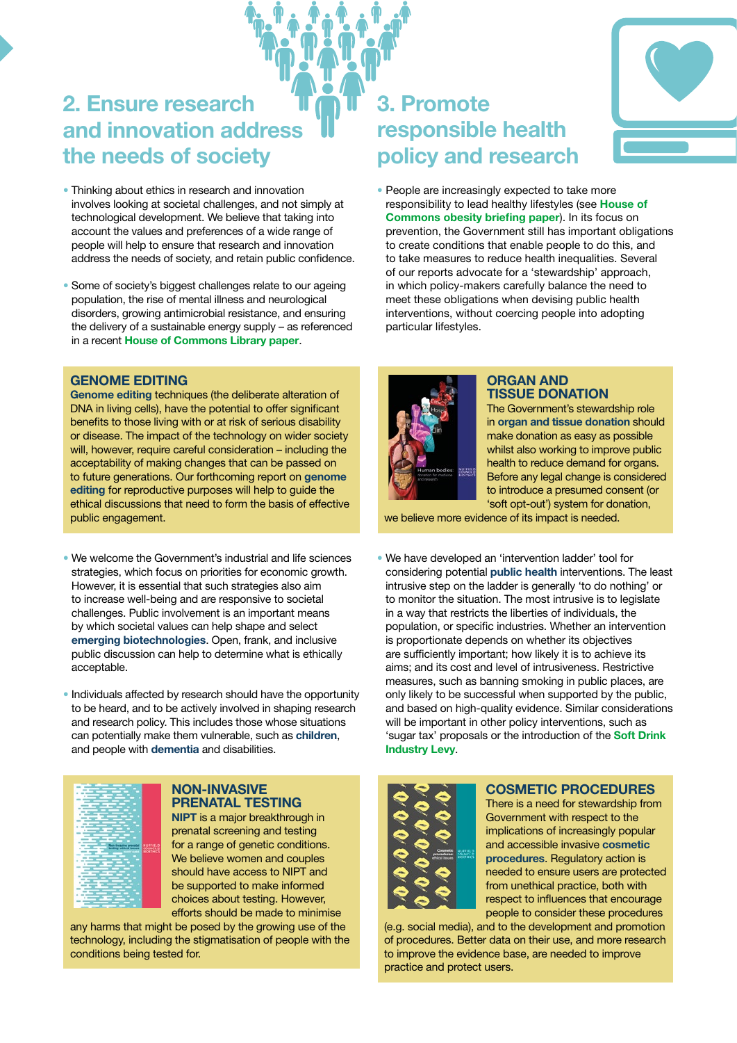## 2. Ensure research and innovation address the needs of society

- Thinking about ethics in research and innovation involves looking at societal challenges, and not simply at technological development. We believe that taking into account the values and preferences of a wide range of people will help to ensure that research and innovation address the needs of society, and retain public confidence.

- Some of society's biggest challenges relate to our ageing population, the rise of mental illness and neurological disorders, growing antimicrobial resistance, and ensuring the delivery of a sustainable energy supply – as referenced in a recent **House of Commons Library paper**.

### GENOME EDITING

**Genome editing** techniques (the deliberate alteration of DNA in living cells), have the potential to offer significant benefits to those living with or at risk of serious disability or disease. The impact of the technology on wider society will, however, require careful consideration – including the acceptability of making changes that can be passed on to future generations. Our forthcoming report on **genome editing** for reproductive purposes will help to guide the ethical discussions that need to form the basis of effective public engagement.

- We welcome the Government's industrial and life sciences strategies, which focus on priorities for economic growth. However, it is essential that such strategies also aim to increase well-being and are responsive to societal challenges. Public involvement is an important means by which societal values can help shape and select **emerging biotechnologies**. Open, frank, and inclusive public discussion can help to determine what is ethically acceptable.

- Individuals affected by research should have the opportunity to be heard, and to be actively involved in shaping research and research policy. This includes those whose situations can potentially make them vulnerable, such as **children**, and people with **dementia** and disabilities.

### NON-INVASIVE PRENATAL TESTING

**NIPT** is a major breakthrough in prenatal screening and testing for a range of genetic conditions. We believe women and couples should have access to NIPT and be supported to make informed choices about testing. However, efforts should be made to minimise any harms that might be posed by the growing use of the technology, including the stigmatisation of people with the conditions being tested for.

## 3. Promote responsible health policy and research

- People are increasingly expected to take more responsibility to lead healthy lifestyles (see **House of Commons obesity briefing paper**). In its focus on prevention, the Government still has important obligations to create conditions that enable people to do this, and to take measures to reduce health inequalities. Several of our reports advocate for a 'stewardship' approach, in which policy-makers carefully balance the need to meet these obligations when devising public health interventions, without coercing people into adopting particular lifestyles.

### ORGAN AND TISSUE DONATION

The Government's stewardship role in **organ and tissue donation** should make donation as easy as possible whilst also working to improve public health to reduce demand for organs. Before any legal change is considered to introduce a presumed consent (or 'soft opt-out') system for donation, we believe more evidence of its impact is needed.

- We have developed an 'intervention ladder' tool for considering potential **public health** interventions. The least intrusive step on the ladder is generally 'to do nothing' or to monitor the situation. The most intrusive is to legislate in a way that restricts the liberties of individuals, the population, or specific industries. Whether an intervention is proportionate depends on whether its objectives are sufficiently important; how likely it is to achieve its aims; and its cost and level of intrusiveness. Restrictive measures, such as banning smoking in public places, are only likely to be successful when supported by the public, and based on high-quality evidence. Similar considerations will be important in other policy interventions, such as 'sugar tax' proposals or the introduction of the **Soft Drink Industry Levy**.

### COSMETIC PROCEDURES

There is a need for stewardship from Government with respect to the implications of increasingly popular and accessible invasive **cosmetic procedures**. Regulatory action is needed to ensure users are protected from unethical practice, both with respect to influences that encourage people to consider these procedures (e.g. social media), and to the development and promotion of procedures. Better data on their use, and more research to improve the evidence base, are needed to improve practice and protect users.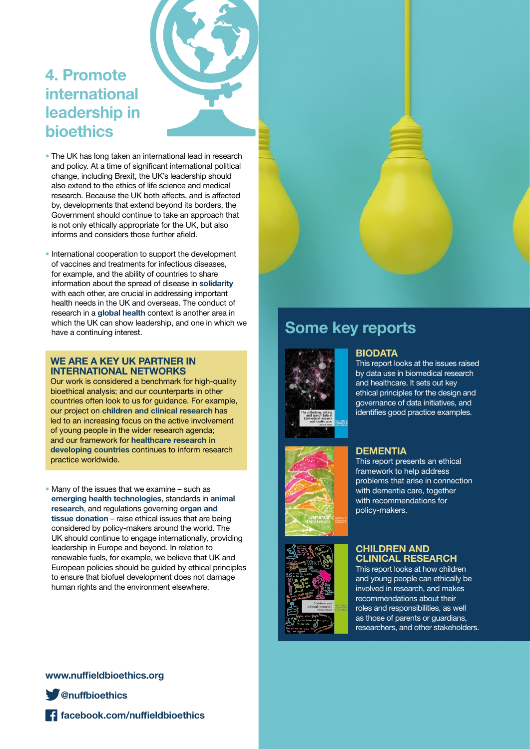## 4. Promote international leadership in bioethics

- The UK has long taken an international lead in research and policy. At a time of significant international political change, including Brexit, the UK's leadership should also extend to the ethics of life science and medical research. Because the UK both affects, and is affected by, developments that extend beyond its borders, the Government should continue to take an approach that is not only ethically appropriate for the UK, but also informs and considers those further afield.
- International cooperation to support the development of vaccines and treatments for infectious diseases, for example, and the ability of countries to share information about the spread of disease in **solidarity** with each other, are crucial in addressing important health needs in the UK and overseas. The conduct of research in a **global health** context is another area in which the UK can show leadership, and one in which we have a continuing interest.

### WE ARE A KEY UK PARTNER IN INTERNATIONAL NETWORKS

Our work is considered a benchmark for high-quality bioethical analysis; and our counterparts in other countries often look to us for guidance. For example, our project on **children and clinical research** has led to an increasing focus on the active involvement of young people in the wider research agenda; and our framework for **healthcare research in developing countries** continues to inform research practice worldwide.

- Many of the issues that we examine – such as **emerging health technologies**, standards in **animal research**, and regulations governing **organ and tissue donation** – raise ethical issues that are being considered by policy-makers around the world. The UK should continue to engage internationally, providing leadership in Europe and beyond. In relation to renewable fuels, for example, we believe that UK and European policies should be guided by ethical principles to ensure that biofuel development does not damage human rights and the environment elsewhere.

## Some key reports

### BIODATA

This report looks at the issues raised by data use in biomedical research and healthcare. It sets out key ethical principles for the design and governance of data initiatives, and identifies good practice examples.

### DEMENTIA

This report presents an ethical framework to help address problems that arise in connection with dementia care, together with recommendations for policy-makers.

### CHILDREN AND CLINICAL RESEARCH

This report looks at how children and young people can ethically be involved in research, and makes recommendations about their roles and responsibilities, as well as those of parents or guardians, researchers, and other stakeholders.

**www.nuffieldbioethics.org**

**@nuffbioethics**

**facebook.com/nuffieldbioethics**